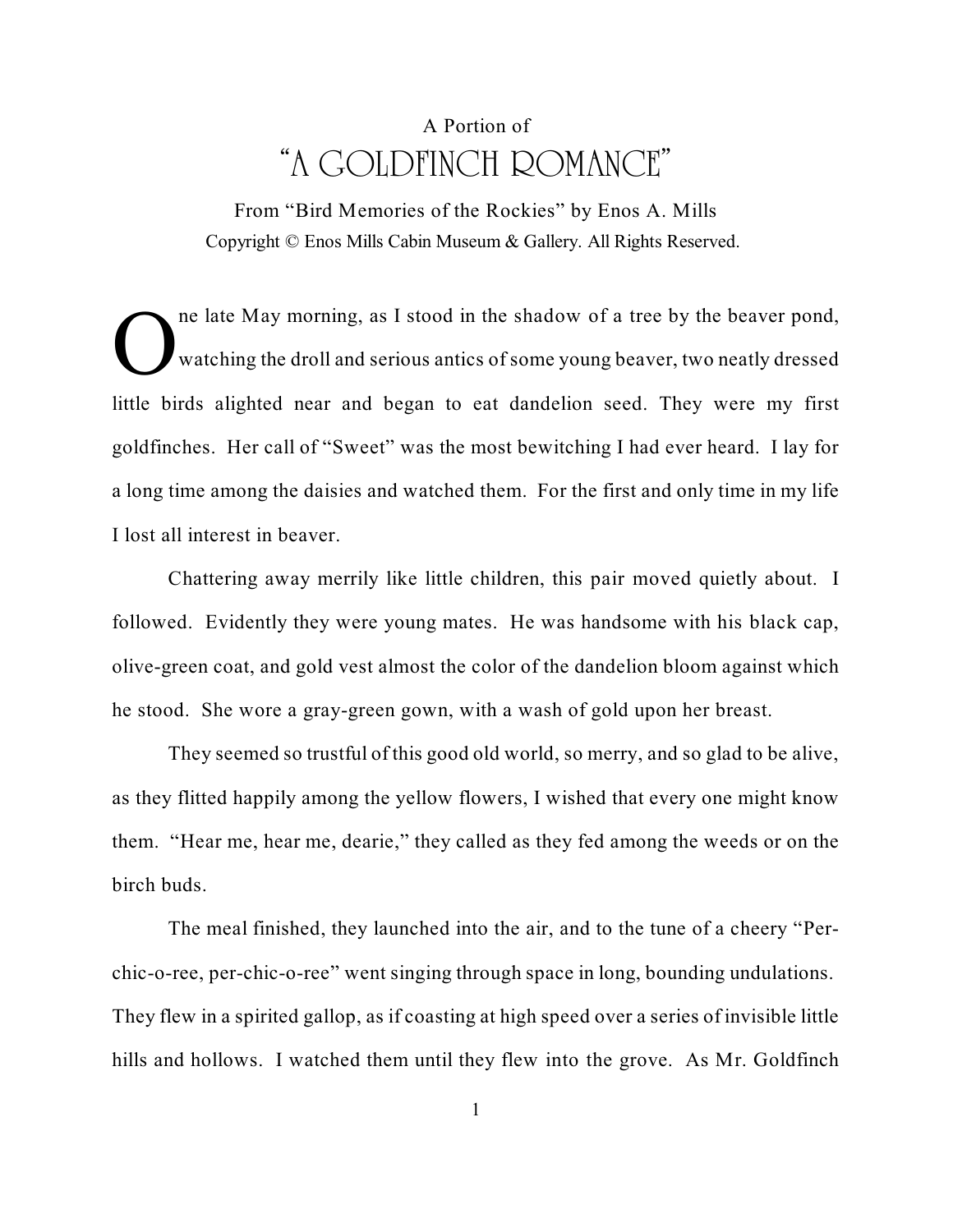A Portion of

# "A GOLDFINCH ROMANCE"

From "Bird Memories of the Rockies" by Enos A. Mills

Copyright © Enos Mills Cabin Museum & Gallery. All Rights Reserved.

One late May morning, as I stood in the shadow of a tree by the beaver pond, watching the droll and serious antics of some young beaver, two neatly dressed little birds alighted near and began to eat dandelion seed. They were my first goldfinches. Her call of "Sweet" was the most bewitching I had ever heard. I lay for a long time among the daisies and watched them. For the first and only time in my life I lost all interest in beaver.

Chattering away merrily like little children, this pair moved quietly about. I followed. Evidently they were young mates. He was handsome with his black cap, olive-green coat, and gold vest almost the color of the dandelion bloom against which he stood. She wore a gray-green gown, with a wash of gold upon her breast.

They seemed so trustful of this good old world, so merry, and so glad to be alive, as they flitted happily among the yellow flowers, I wished that every one might know them. "Hear me, hear me, dearie," they called as they fed among the weeds or on the birch buds.

The meal finished, they launched into the air, and to the tune of a cheery "Per-chic-o-ree, per-chic-o-ree" went singing through space in long, bounding undulations. They flew in a spirited gallop, as if coasting at high speed over a series of invisible little hills and hollows. I watched them until they flew into the grove. As Mr. Goldfinch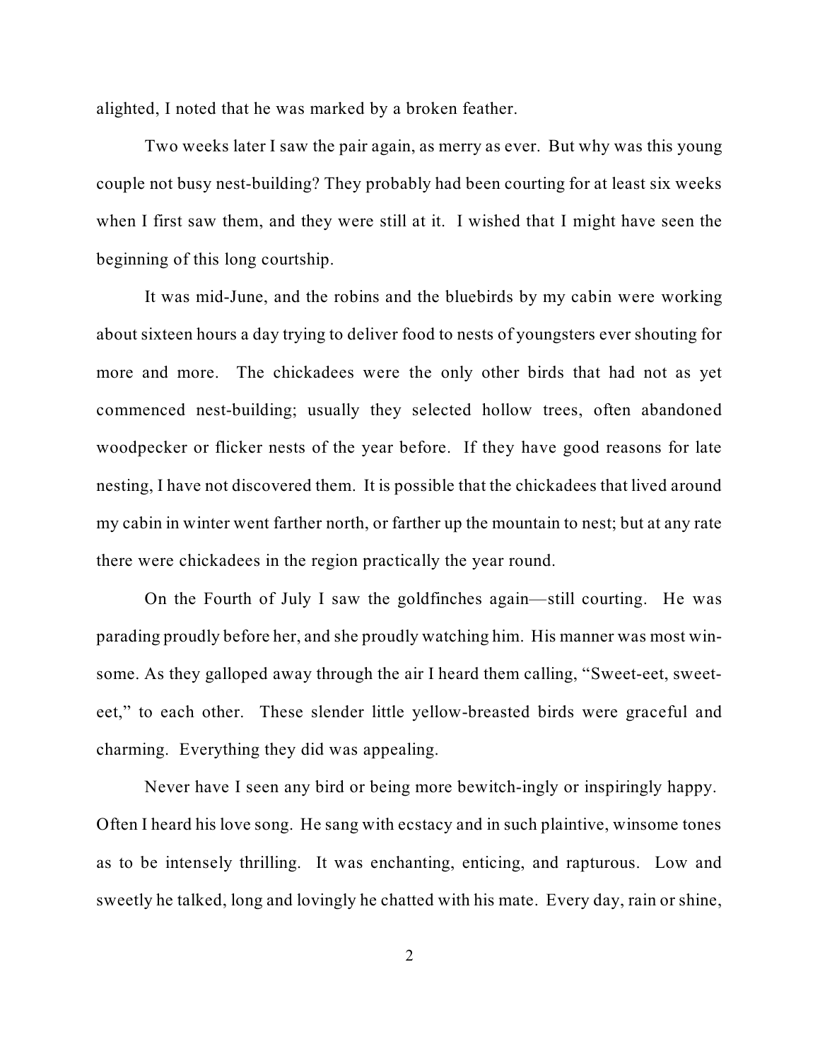alighted, I noted that he was marked by a broken feather.

Two weeks later I saw the pair again, as merry as ever. But why was this young couple not busy nest-building? They probably had been courting for at least six weeks when I first saw them, and they were still at it. I wished that I might have seen the beginning of this long courtship.

It was mid-June, and the robins and the bluebirds by my cabin were working about sixteen hours a day trying to deliver food to nests of youngsters ever shouting for more and more. The chickadees were the only other birds that had not as yet commenced nest-building; usually they selected hollow trees, often abandoned woodpecker or flicker nests of the year before. If they have good reasons for late nesting, I have not discovered them. It is possible that the chickadees that lived around my cabin in winter went farther north, or farther up the mountain to nest; but at any rate there were chickadees in the region practically the year round.

On the Fourth of July I saw the goldfinches again—still courting. He was parading proudly before her, and she proudly watching him. His manner was most winsome. As they galloped away through the air I heard them calling, "Sweet-eet, sweet-eet," to each other. These slender little yellow-breasted birds were graceful and charming. Everything they did was appealing.

Never have I seen any bird or being more bewitch-ingly or inspiringly happy. Often I heard his love song. He sang with ecstacy and in such plaintive, winsome tones as to be intensely thrilling. It was enchanting, enticing, and rapturous. Low and sweetly he talked, long and lovingly he chatted with his mate. Every day, rain or shine,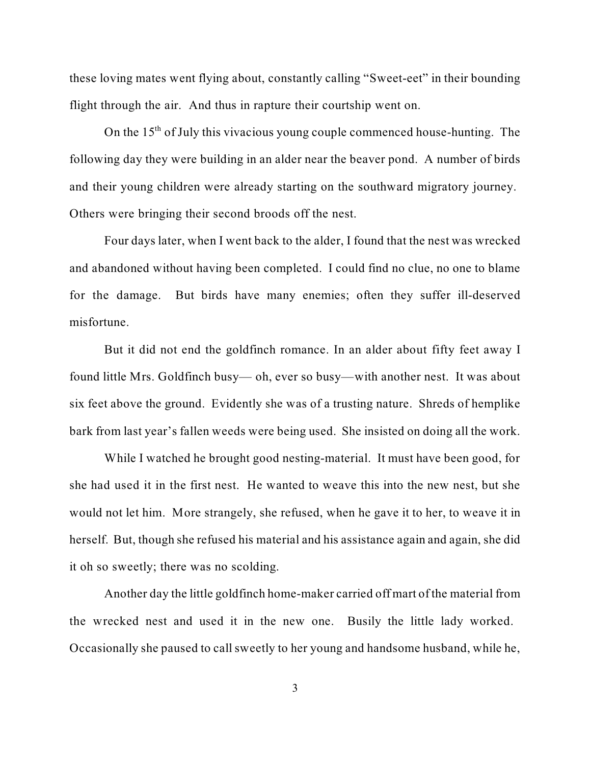these loving mates went flying about, constantly calling "Sweet-eet" in their bounding flight through the air. And thus in rapture their courtship went on.

On the 15th of July this vivacious young couple commenced house-hunting. The following day they were building in an alder near the beaver pond. A number of birds and their young children were already starting on the southward migratory journey. Others were bringing their second broods off the nest.

Four days later, when I went back to the alder, I found that the nest was wrecked and abandoned without having been completed. I could find no clue, no one to blame for the damage. But birds have many enemies; often they suffer ill-deserved misfortune.

But it did not end the goldfinch romance. In an alder about fifty feet away I found little Mrs. Goldfinch busy— oh, ever so busy—with another nest. It was about six feet above the ground. Evidently she was of a trusting nature. Shreds of hemplike bark from last year's fallen weeds were being used. She insisted on doing all the work.

While I watched he brought good nesting-material. It must have been good, for she had used it in the first nest. He wanted to weave this into the new nest, but she would not let him. More strangely, she refused, when he gave it to her, to weave it in herself. But, though she refused his material and his assistance again and again, she did it oh so sweetly; there was no scolding.

Another day the little goldfinch home-maker carried off mart of the material from the wrecked nest and used it in the new one. Busily the little lady worked. Occasionally she paused to call sweetly to her young and handsome husband, while he,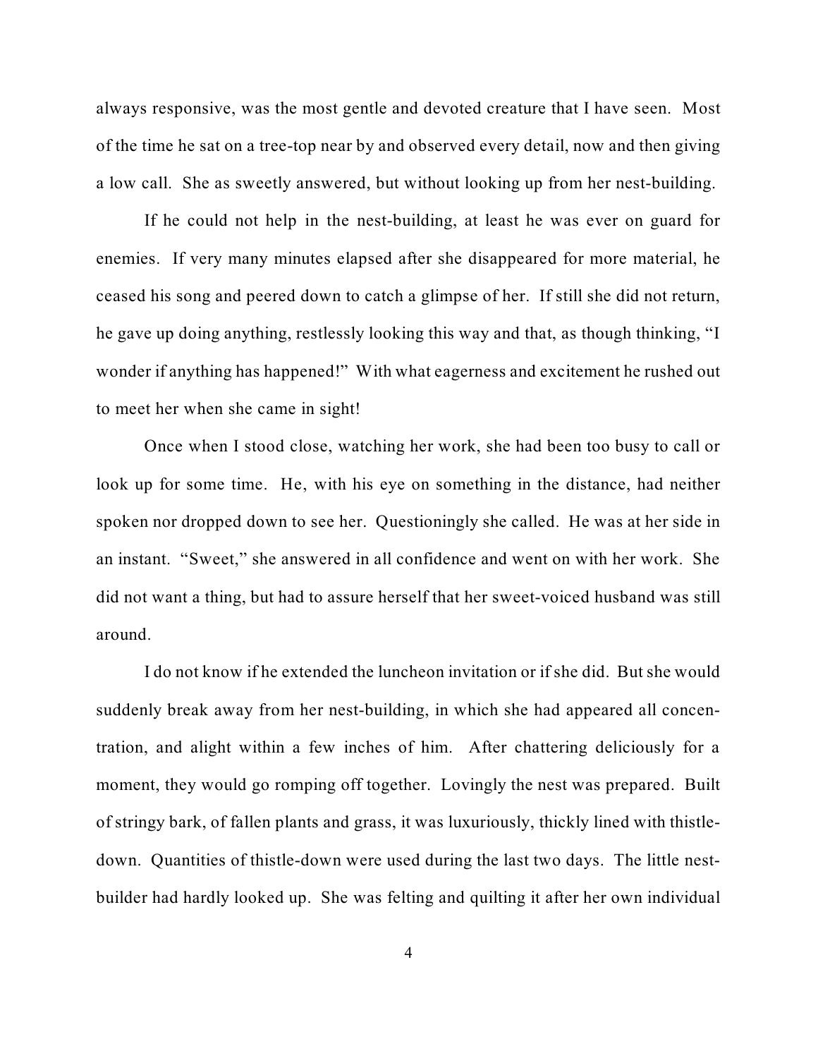always responsive, was the most gentle and devoted creature that I have seen. Most of the time he sat on a tree-top near by and observed every detail, now and then giving a low call. She as sweetly answered, but without looking up from her nest-building.

If he could not help in the nest-building, at least he was ever on guard for enemies. If very many minutes elapsed after she disappeared for more material, he ceased his song and peered down to catch a glimpse of her. If still she did not return, he gave up doing anything, restlessly looking this way and that, as though thinking, "I wonder if anything has happened!" With what eagerness and excitement he rushed out to meet her when she came in sight!

Once when I stood close, watching her work, she had been too busy to call or look up for some time. He, with his eye on something in the distance, had neither spoken nor dropped down to see her. Questioningly she called. He was at her side in an instant. "Sweet," she answered in all confidence and went on with her work. She did not want a thing, but had to assure herself that her sweet-voiced husband was still around.

I do not know if he extended the luncheon invitation or if she did. But she would suddenly break away from her nest-building, in which she had appeared all concentration, and alight within a few inches of him. After chattering deliciously for a moment, they would go romping off together. Lovingly the nest was prepared. Built of stringy bark, of fallen plants and grass, it was luxuriously, thickly lined with thistle-down. Quantities of thistle-down were used during the last two days. The little nest-builder had hardly looked up. She was felting and quilting it after her own individual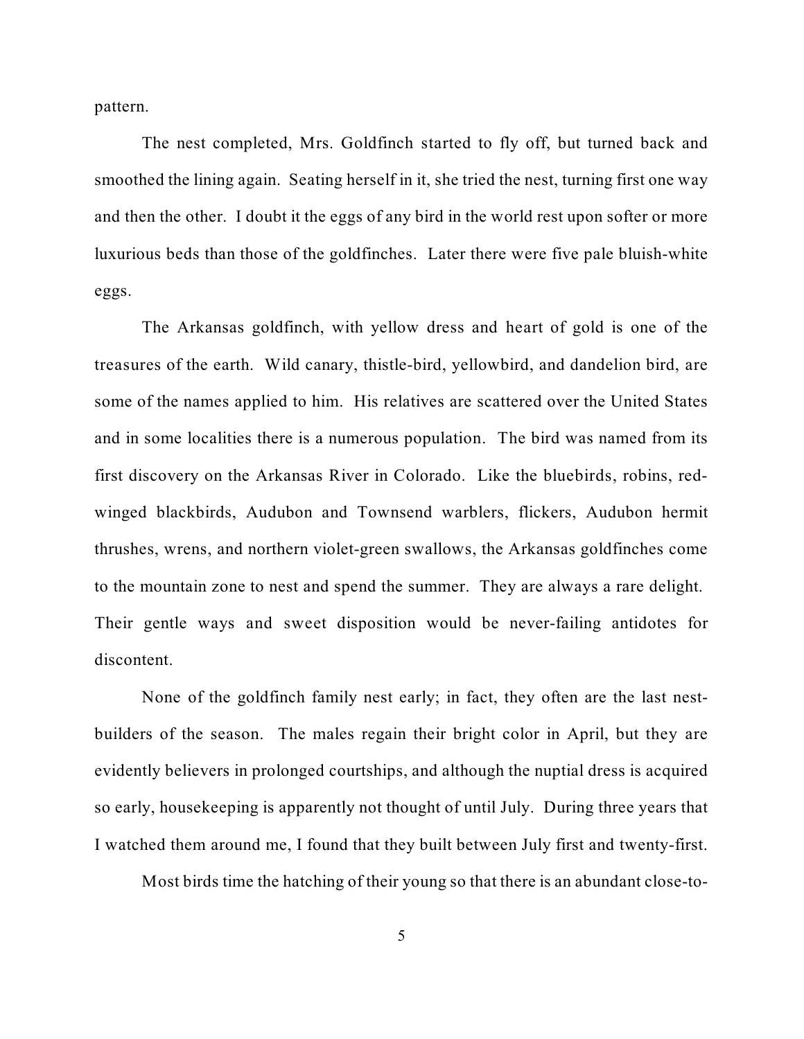pattern.

The nest completed, Mrs. Goldfinch started to fly off, but turned back and smoothed the lining again. Seating herself in it, she tried the nest, turning first one way and then the other. I doubt it the eggs of any bird in the world rest upon softer or more luxurious beds than those of the goldfinches. Later there were five pale bluish-white eggs.

The Arkansas goldfinch, with yellow dress and heart of gold is one of the treasures of the earth. Wild canary, thistle-bird, yellowbird, and dandelion bird, are some of the names applied to him. His relatives are scattered over the United States and in some localities there is a numerous population. The bird was named from its first discovery on the Arkansas River in Colorado. Like the bluebirds, robins, red-winged blackbirds, Audubon and Townsend warblers, flickers, Audubon hermit thrushes, wrens, and northern violet-green swallows, the Arkansas goldfinches come to the mountain zone to nest and spend the summer. They are always a rare delight. Their gentle ways and sweet disposition would be never-failing antidotes for discontent.

None of the goldfinch family nest early; in fact, they often are the last nest-builders of the season. The males regain their bright color in April, but they are evidently believers in prolonged courtships, and although the nuptial dress is acquired so early, housekeeping is apparently not thought of until July. During three years that I watched them around me, I found that they built between July first and twenty-first.

Most birds time the hatching of their young so that there is an abundant close-to-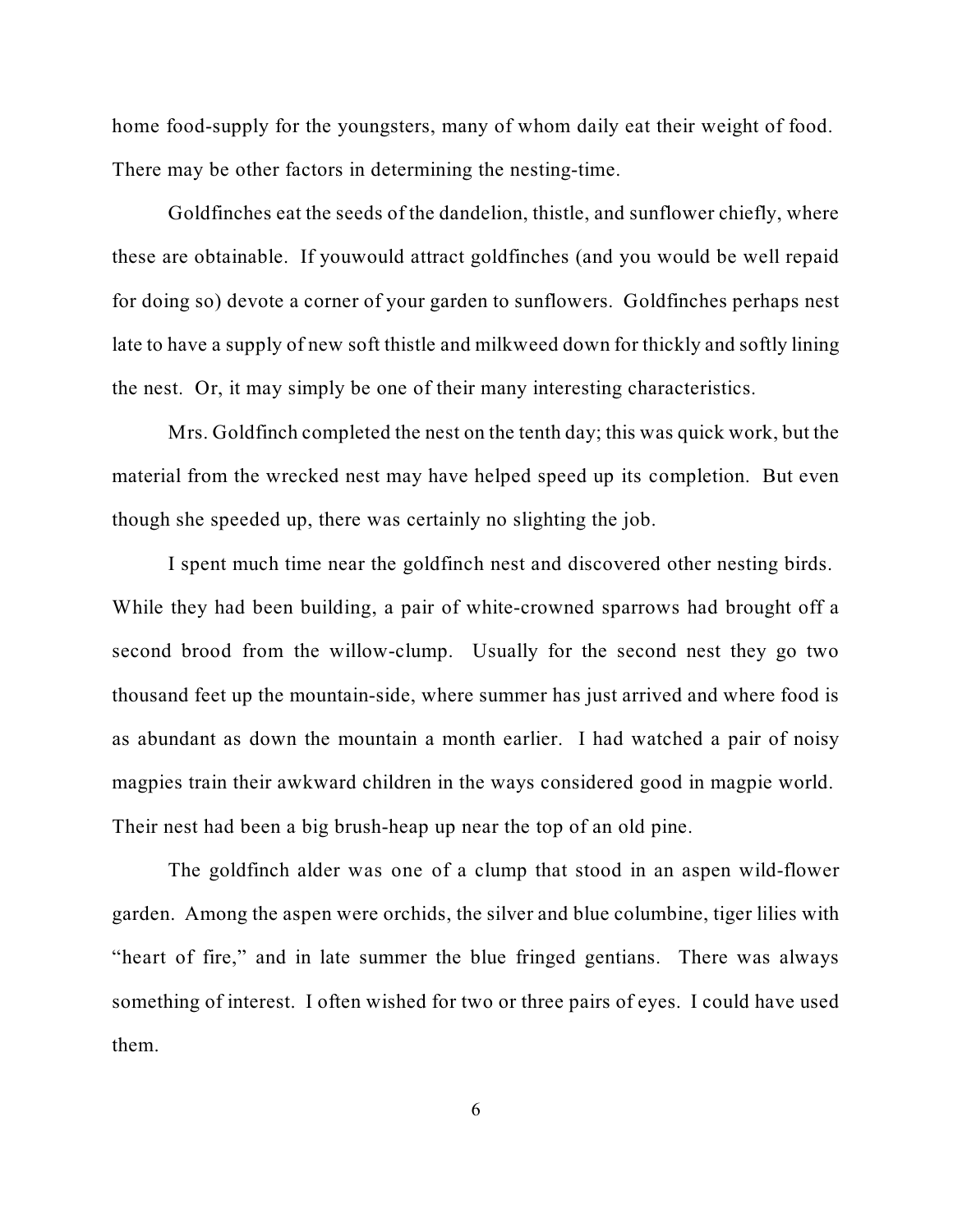home food-supply for the youngsters, many of whom daily eat their weight of food. There may be other factors in determining the nesting-time.

Goldfinches eat the seeds of the dandelion, thistle, and sunflower chiefly, where these are obtainable. If youwould attract goldfinches (and you would be well repaid for doing so) devote a corner of your garden to sunflowers. Goldfinches perhaps nest late to have a supply of new soft thistle and milkweed down for thickly and softly lining the nest. Or, it may simply be one of their many interesting characteristics.

Mrs. Goldfinch completed the nest on the tenth day; this was quick work, but the material from the wrecked nest may have helped speed up its completion. But even though she speeded up, there was certainly no slighting the job.

I spent much time near the goldfinch nest and discovered other nesting birds. While they had been building, a pair of white-crowned sparrows had brought off a second brood from the willow-clump. Usually for the second nest they go two thousand feet up the mountain-side, where summer has just arrived and where food is as abundant as down the mountain a month earlier. I had watched a pair of noisy magpies train their awkward children in the ways considered good in magpie world. Their nest had been a big brush-heap up near the top of an old pine.

The goldfinch alder was one of a clump that stood in an aspen wild-flower garden. Among the aspen were orchids, the silver and blue columbine, tiger lilies with "heart of fire," and in late summer the blue fringed gentians. There was always something of interest. I often wished for two or three pairs of eyes. I could have used them.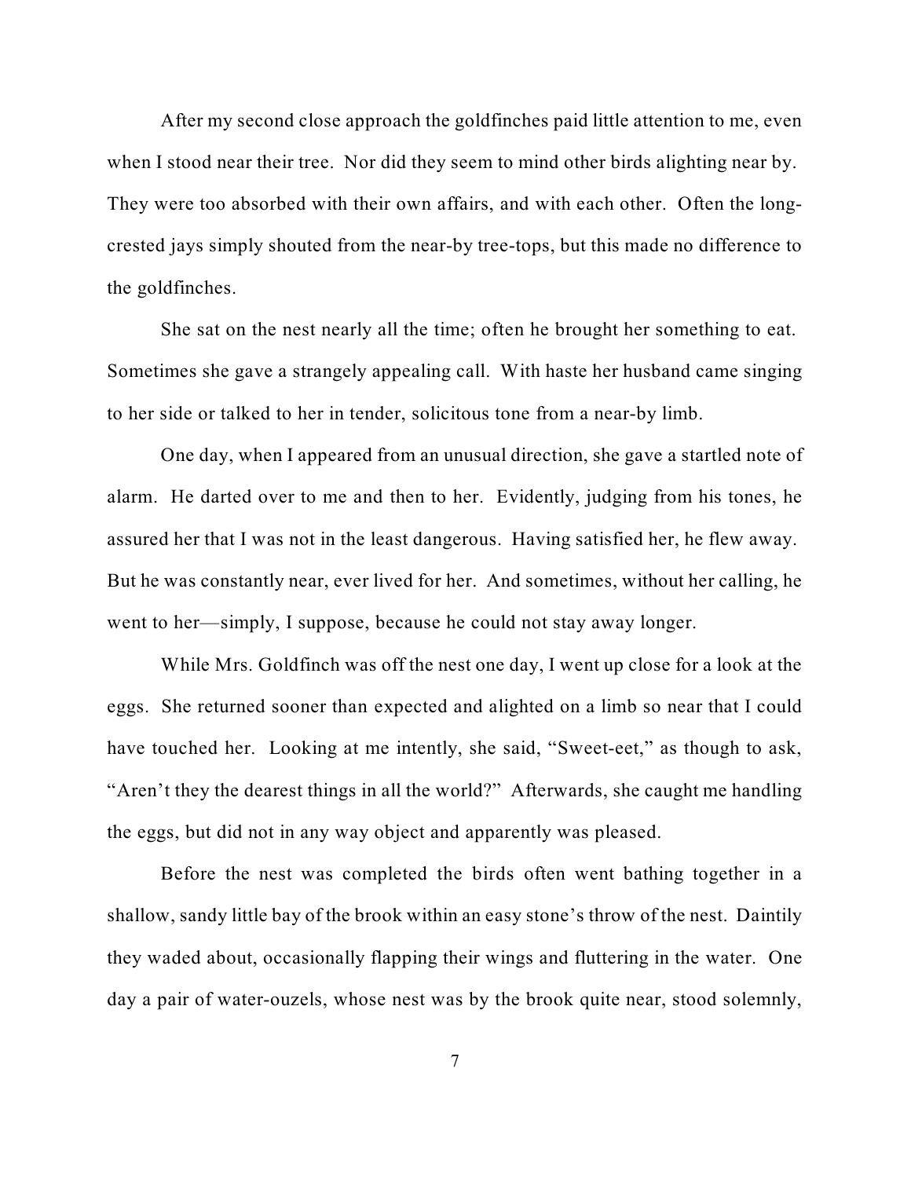After my second close approach the goldfinches paid little attention to me, even when I stood near their tree. Nor did they seem to mind other birds alighting near by. They were too absorbed with their own affairs, and with each other. Often the long-crested jays simply shouted from the near-by tree-tops, but this made no difference to the goldfinches.

She sat on the nest nearly all the time; often he brought her something to eat. Sometimes she gave a strangely appealing call. With haste her husband came singing to her side or talked to her in tender, solicitous tone from a near-by limb.

One day, when I appeared from an unusual direction, she gave a startled note of alarm. He darted over to me and then to her. Evidently, judging from his tones, he assured her that I was not in the least dangerous. Having satisfied her, he flew away. But he was constantly near, ever lived for her. And sometimes, without her calling, he went to her—simply, I suppose, because he could not stay away longer.

While Mrs. Goldfinch was off the nest one day, I went up close for a look at the eggs. She returned sooner than expected and alighted on a limb so near that I could have touched her. Looking at me intently, she said, "Sweet-eet," as though to ask, "Aren't they the dearest things in all the world?" Afterwards, she caught me handling the eggs, but did not in any way object and apparently was pleased.

Before the nest was completed the birds often went bathing together in a shallow, sandy little bay of the brook within an easy stone's throw of the nest. Daintily they waded about, occasionally flapping their wings and fluttering in the water. One day a pair of water-ouzels, whose nest was by the brook quite near, stood solemnly,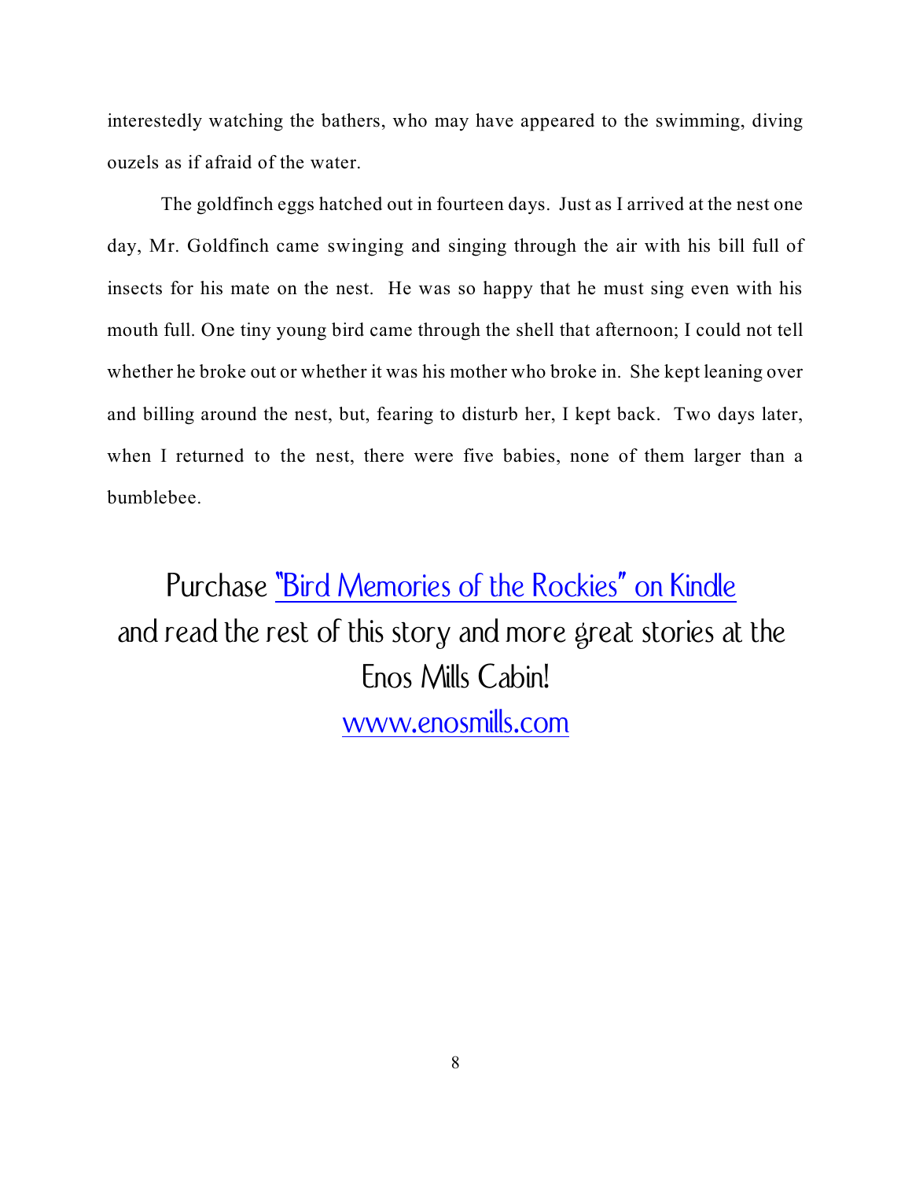interestedly watching the bathers, who may have appeared to the swimming, diving ouzels as if afraid of the water.

The goldfinch eggs hatched out in fourteen days. Just as I arrived at the nest one day, Mr. Goldfinch came swinging and singing through the air with his bill full of insects for his mate on the nest. He was so happy that he must sing even with his mouth full. One tiny young bird came through the shell that afternoon; I could not tell whether he broke out or whether it was his mother who broke in. She kept leaning over and billing around the nest, but, fearing to disturb her, I kept back. Two days later, when I returned to the nest, there were five babies, none of them larger than a bumblebee.

Purchase "Bird Memories of the Rockies" on Kindle
and read the rest of this story and more great stories at the Enos Mills Cabin!
www.enosmills.com